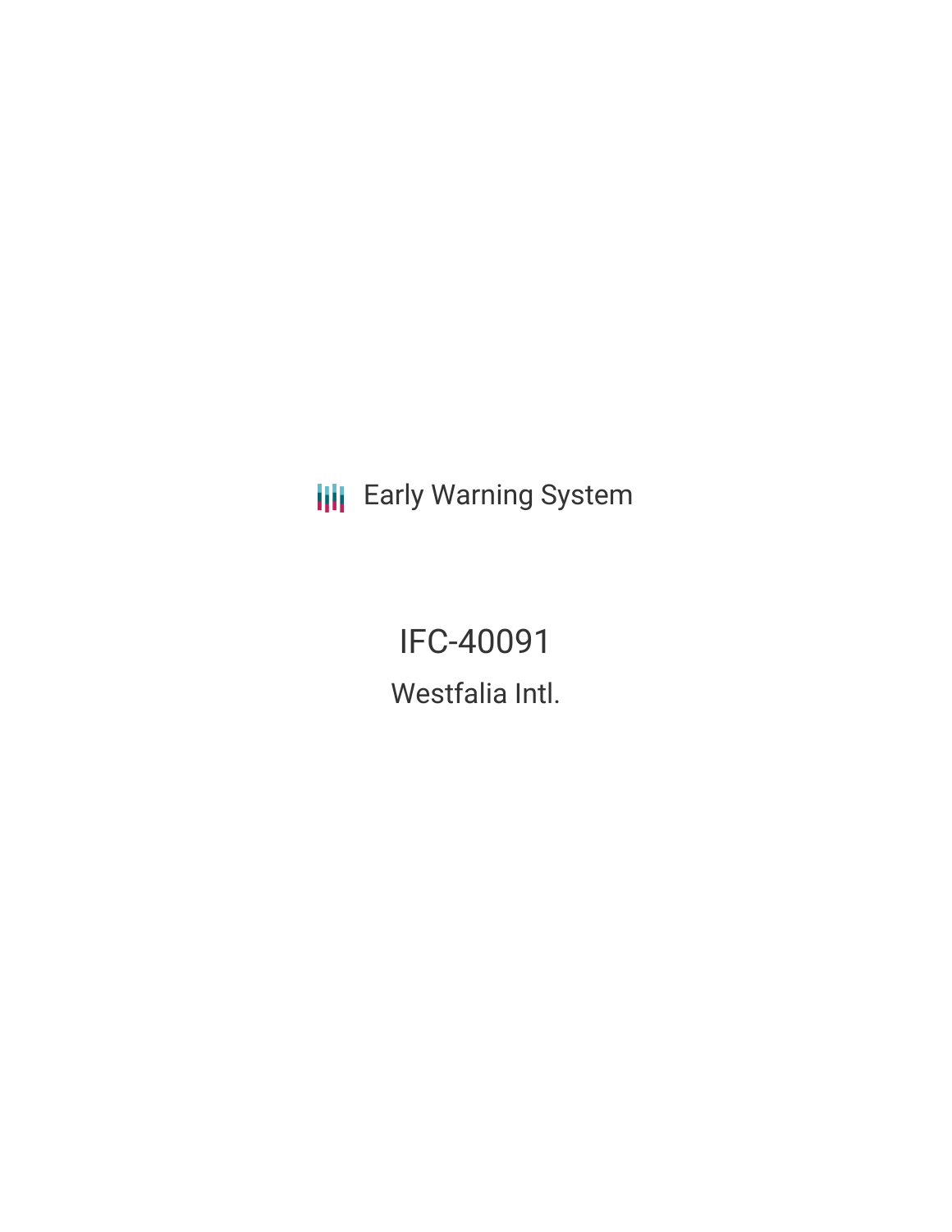Early Warning System

# IFC-40091

## Westfalia Intl.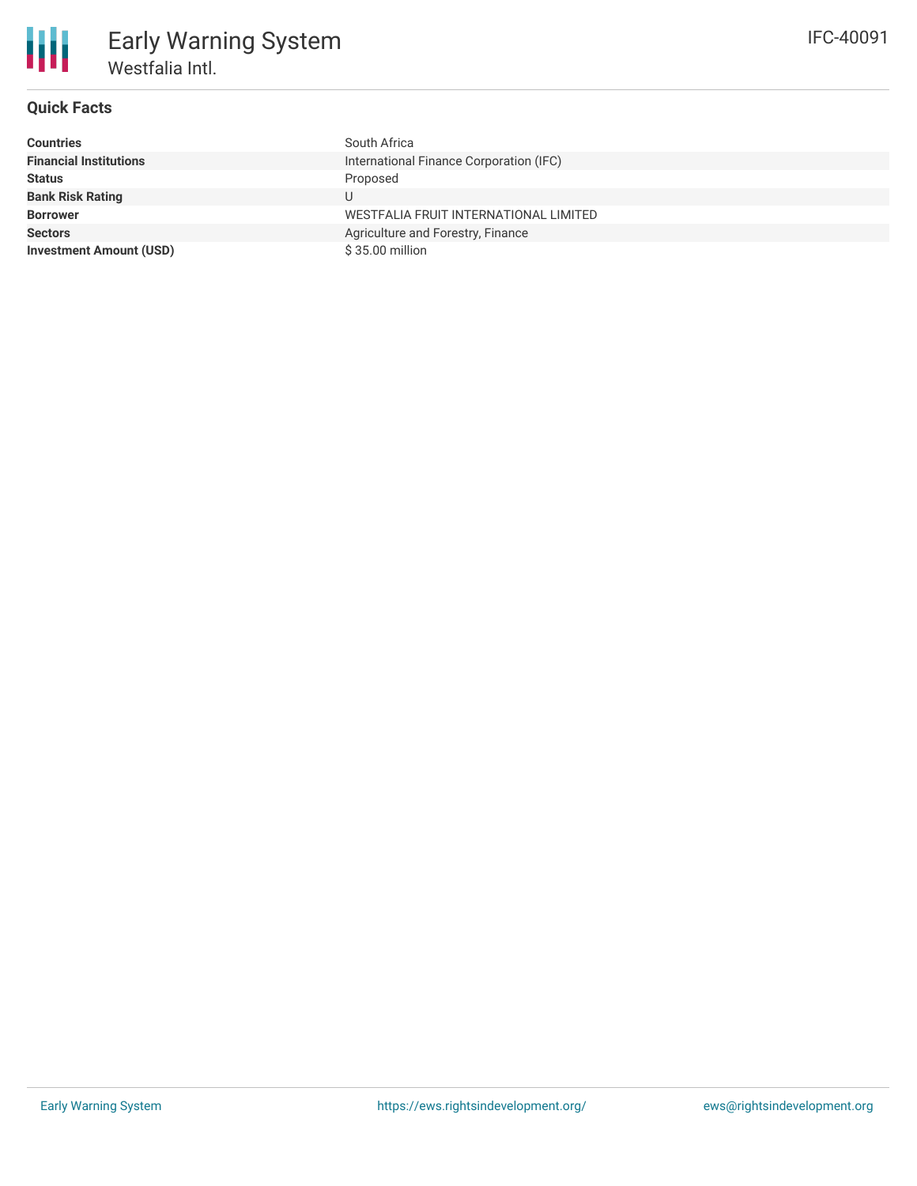# Early Warning System

## Westfalia Intl.

IFC-40091

### Quick Facts

| | |
|---|---|
| **Countries** | South Africa |
| **Financial Institutions** | International Finance Corporation (IFC) |
| **Status** | Proposed |
| **Bank Risk Rating** | U |
| **Borrower** | WESTFALIA FRUIT INTERNATIONAL LIMITED |
| **Sectors** | Agriculture and Forestry, Finance |
| **Investment Amount (USD)** | $ 35.00 million |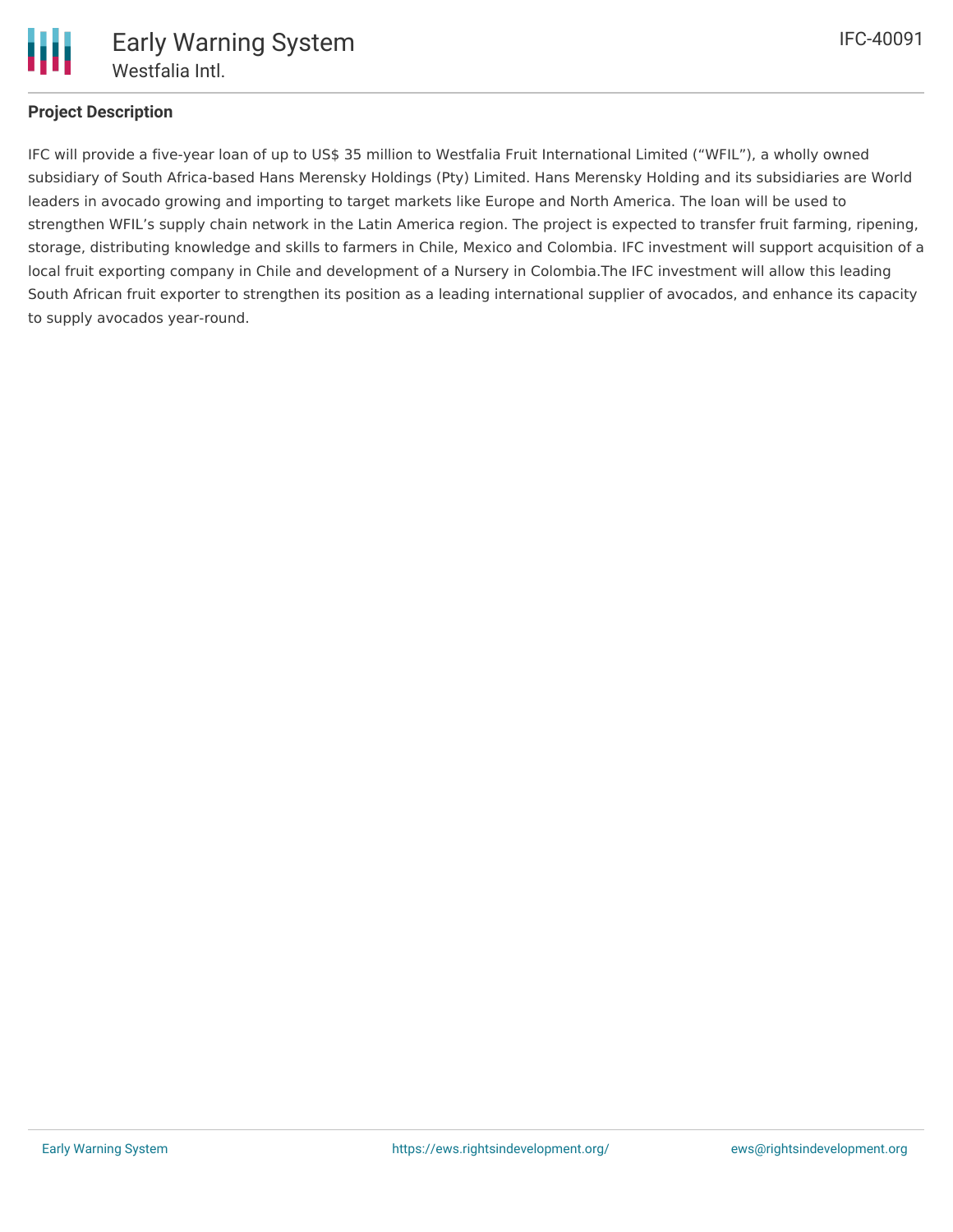## Project Description

IFC will provide a five-year loan of up to US$ 35 million to Westfalia Fruit International Limited ("WFIL"), a wholly owned subsidiary of South Africa-based Hans Merensky Holdings (Pty) Limited. Hans Merensky Holding and its subsidiaries are World leaders in avocado growing and importing to target markets like Europe and North America. The loan will be used to strengthen WFIL's supply chain network in the Latin America region. The project is expected to transfer fruit farming, ripening, storage, distributing knowledge and skills to farmers in Chile, Mexico and Colombia. IFC investment will support acquisition of a local fruit exporting company in Chile and development of a Nursery in Colombia.The IFC investment will allow this leading South African fruit exporter to strengthen its position as a leading international supplier of avocados, and enhance its capacity to supply avocados year-round.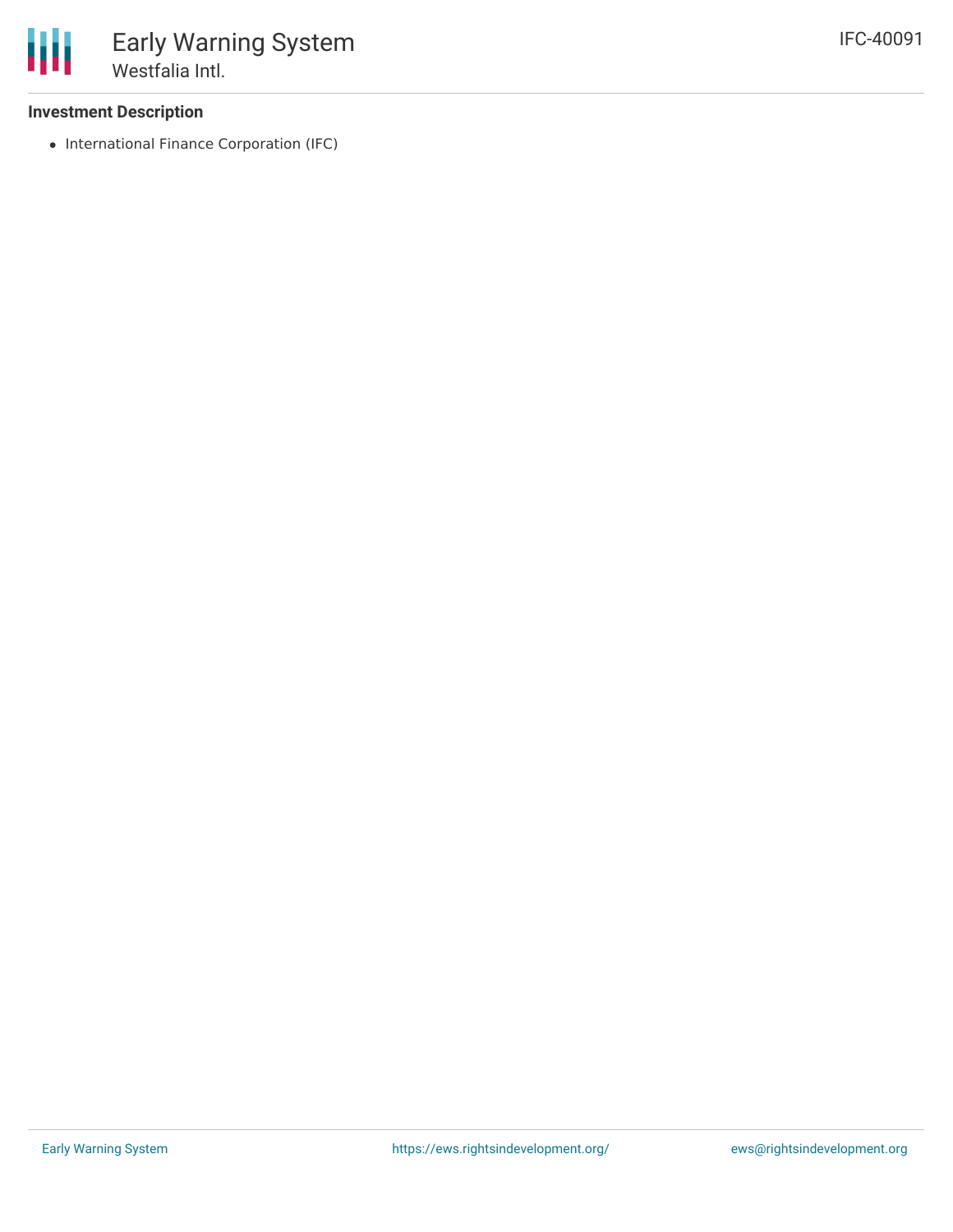### Investment Description

- International Finance Corporation (IFC)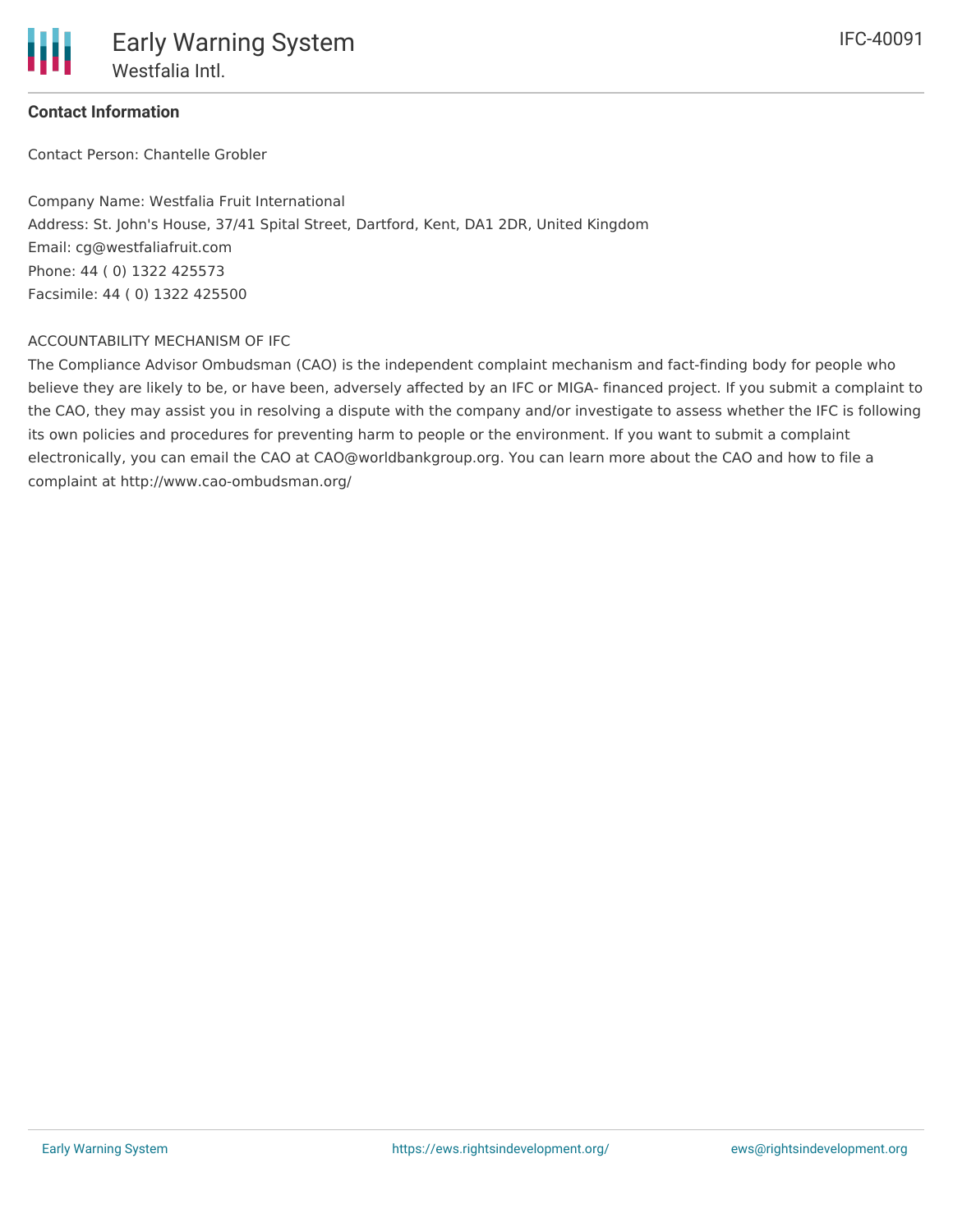**Contact Information**

Contact Person: Chantelle Grobler

Company Name: Westfalia Fruit International
Address: St. John's House, 37/41 Spital Street, Dartford, Kent, DA1 2DR, United Kingdom
Email: cg@westfaliafruit.com
Phone: 44 ( 0) 1322 425573
Facsimile: 44 ( 0) 1322 425500

ACCOUNTABILITY MECHANISM OF IFC

The Compliance Advisor Ombudsman (CAO) is the independent complaint mechanism and fact-finding body for people who believe they are likely to be, or have been, adversely affected by an IFC or MIGA- financed project. If you submit a complaint to the CAO, they may assist you in resolving a dispute with the company and/or investigate to assess whether the IFC is following its own policies and procedures for preventing harm to people or the environment. If you want to submit a complaint electronically, you can email the CAO at CAO@worldbankgroup.org. You can learn more about the CAO and how to file a complaint at http://www.cao-ombudsman.org/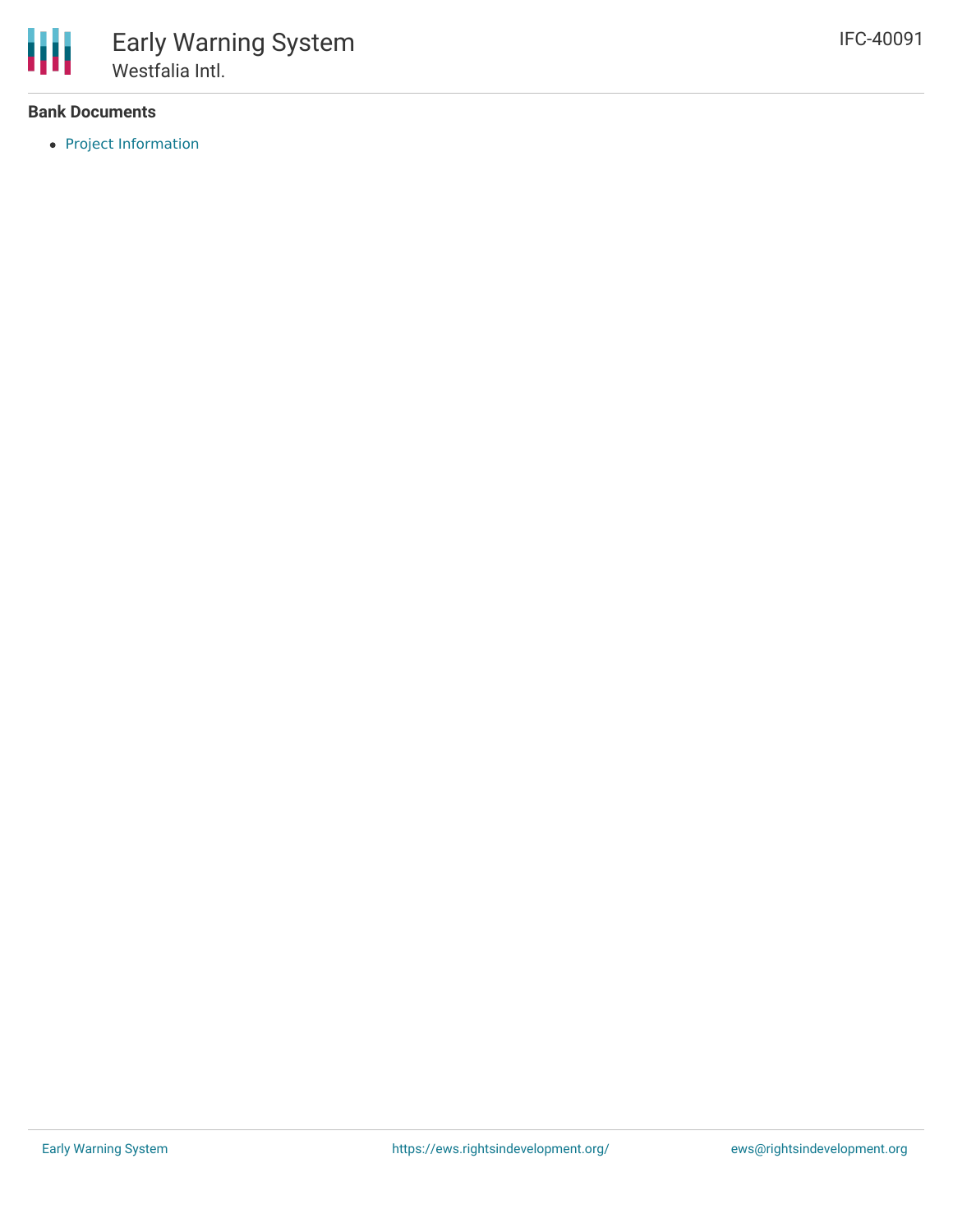**Bank Documents**

- Project Information